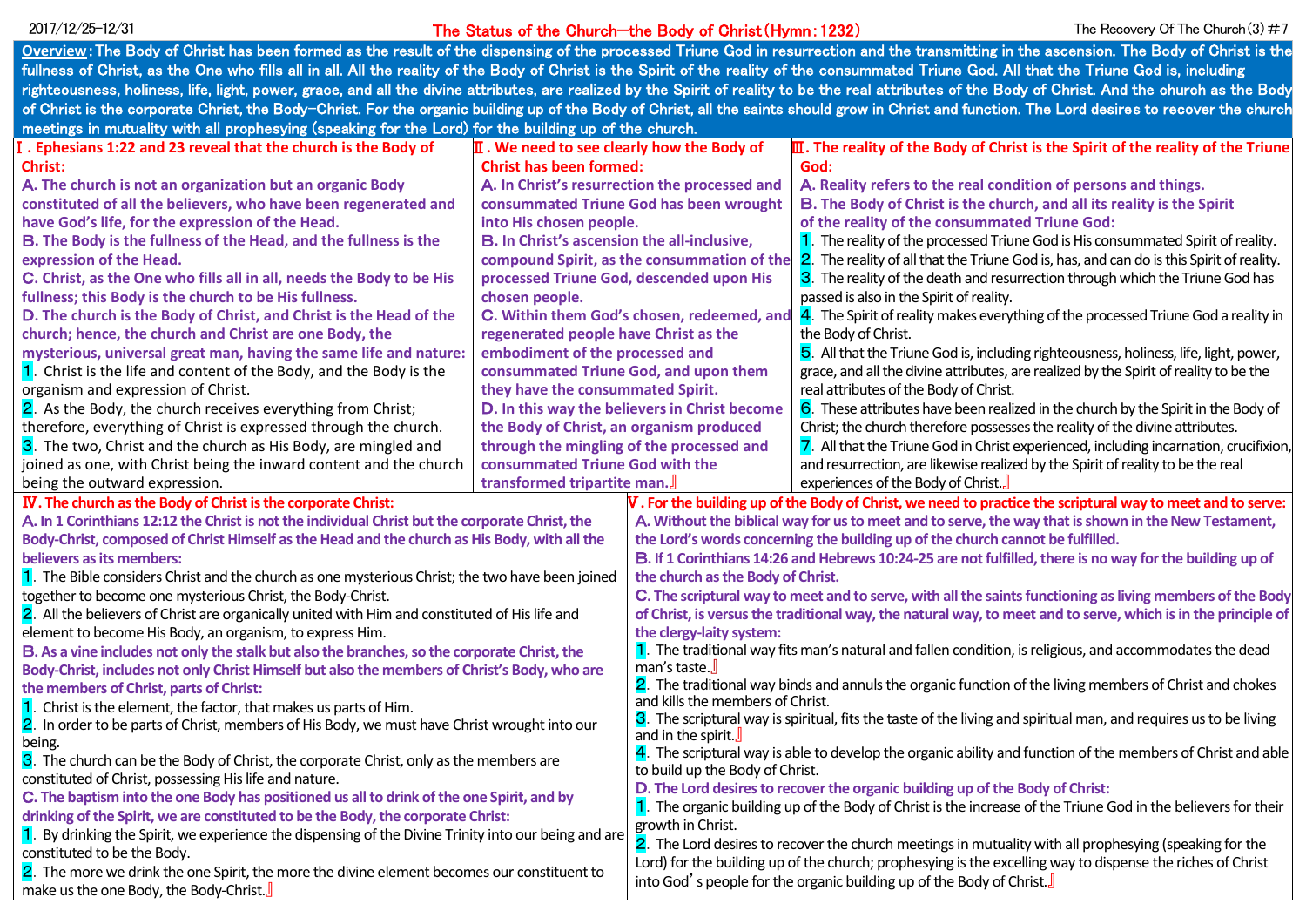2017/12/25–12/31

# The Status of the Church—the Body of Christ (Hymn: 1232)

The Recovery Of The Church (3) #7

**Overview: The Body of Christ has been formed as the result of the dispensing of the processed Triune God in resurrection and the transmitting in the ascension. The Body of Christ is the fullness of Christ, as the One who fills all in all. All the reality of the Body of Christ is the Spirit of the reality of the consummated Triune God. All that the Triune God is, including righteousness, holiness, life, light, power, grace, and all the divine attributes, are realized by the Spirit of reality to be the real attributes of the Body of Christ. And the church as the Body of Christ is the corporate Christ, the Body-Christ. For the organic building up of the Body of Christ, all the saints should grow in Christ and function. The Lord desires to recover the church meetings in mutuality with all prophesying (speaking for the Lord) for the building up of the church.**

## Ⅰ. Ephesians 1:22 and 23 reveal that the church is the Body of Christ:

**A. The church is not an organization but an organic Body constituted of all the believers, who have been regenerated and have God's life, for the expression of the Head.**

**B. The Body is the fullness of the Head, and the fullness is the expression of the Head.**

**C. Christ, as the One who fills all in all, needs the Body to be His fullness; this Body is the church to be His fullness.**

**D. The church is the Body of Christ, and Christ is the Head of the church; hence, the church and Christ are one Body, the mysterious, universal great man, having the same life and nature:**

1. Christ is the life and content of the Body, and the Body is the organism and expression of Christ.
2. As the Body, the church receives everything from Christ; therefore, everything of Christ is expressed through the church.
3. The two, Christ and the church as His Body, are mingled and joined as one, with Christ being the inward content and the church being the outward expression.

## Ⅱ. We need to see clearly how the Body of Christ has been formed:

**A. In Christ's resurrection the processed and consummated Triune God has been wrought into His chosen people.**

**B. In Christ's ascension the all-inclusive, compound Spirit, as the consummation of the processed Triune God, descended upon His chosen people.**

**C. Within them God's chosen, redeemed, and regenerated people have Christ as the embodiment of the processed and consummated Triune God, and upon them they have the consummated Spirit.**

**D. In this way the believers in Christ become the Body of Christ, an organism produced through the mingling of the processed and consummated Triune God with the transformed tripartite man.**』

## Ⅲ. The reality of the Body of Christ is the Spirit of the reality of the Triune God:

**A. Reality refers to the real condition of persons and things.**

**B. The Body of Christ is the church, and all its reality is the Spirit of the reality of the consummated Triune God:**

1. The reality of the processed Triune God is His consummated Spirit of reality.
2. The reality of all that the Triune God is, has, and can do is this Spirit of reality.
3. The reality of the death and resurrection through which the Triune God has passed is also in the Spirit of reality.
4. The Spirit of reality makes everything of the processed Triune God a reality in the Body of Christ.
5. All that the Triune God is, including righteousness, holiness, life, light, power, grace, and all the divine attributes, are realized by the Spirit of reality to be the real attributes of the Body of Christ.
6. These attributes have been realized in the church by the Spirit in the Body of Christ; the church therefore possesses the reality of the divine attributes.
7. All that the Triune God in Christ experienced, including incarnation, crucifixion, and resurrection, are likewise realized by the Spirit of reality to be the real experiences of the Body of Christ.』

## Ⅳ. The church as the Body of Christ is the corporate Christ:

**A. In 1 Corinthians 12:12 the Christ is not the individual Christ but the corporate Christ, the Body-Christ, composed of Christ Himself as the Head and the church as His Body, with all the believers as its members:**

1. The Bible considers Christ and the church as one mysterious Christ; the two have been joined together to become one mysterious Christ, the Body-Christ.
2. All the believers of Christ are organically united with Him and constituted of His life and element to become His Body, an organism, to express Him.

**B. As a vine includes not only the stalk but also the branches, so the corporate Christ, the Body-Christ, includes not only Christ Himself but also the members of Christ's Body, who are the members of Christ, parts of Christ:**

1. Christ is the element, the factor, that makes us parts of Him.
2. In order to be parts of Christ, members of His Body, we must have Christ wrought into our being.
3. The church can be the Body of Christ, the corporate Christ, only as the members are constituted of Christ, possessing His life and nature.

**C. The baptism into the one Body has positioned us all to drink of the one Spirit, and by drinking of the Spirit, we are constituted to be the Body, the corporate Christ:**

1. By drinking the Spirit, we experience the dispensing of the Divine Trinity into our being and are constituted to be the Body.
2. The more we drink the one Spirit, the more the divine element becomes our constituent to make us the one Body, the Body-Christ.』

## Ⅴ. For the building up of the Body of Christ, we need to practice the scriptural way to meet and to serve:

**A. Without the biblical way for us to meet and to serve, the way that is shown in the New Testament, the Lord's words concerning the building up of the church cannot be fulfilled.**

**B. If 1 Corinthians 14:26 and Hebrews 10:24-25 are not fulfilled, there is no way for the building up of the church as the Body of Christ.**

**C. The scriptural way to meet and to serve, with all the saints functioning as living members of the Body of Christ, is versus the traditional way, the natural way, to meet and to serve, which is in the principle of the clergy-laity system:**

1. The traditional way fits man's natural and fallen condition, is religious, and accommodates the dead man's taste.』
2. The traditional way binds and annuls the organic function of the living members of Christ and chokes and kills the members of Christ.
3. The scriptural way is spiritual, fits the taste of the living and spiritual man, and requires us to be living and in the spirit.』
4. The scriptural way is able to develop the organic ability and function of the members of Christ and able to build up the Body of Christ.

**D. The Lord desires to recover the organic building up of the Body of Christ:**

1. The organic building up of the Body of Christ is the increase of the Triune God in the believers for their growth in Christ.
2. The Lord desires to recover the church meetings in mutuality with all prophesying (speaking for the Lord) for the building up of the church; prophesying is the excelling way to dispense the riches of Christ into God's people for the organic building up of the Body of Christ.』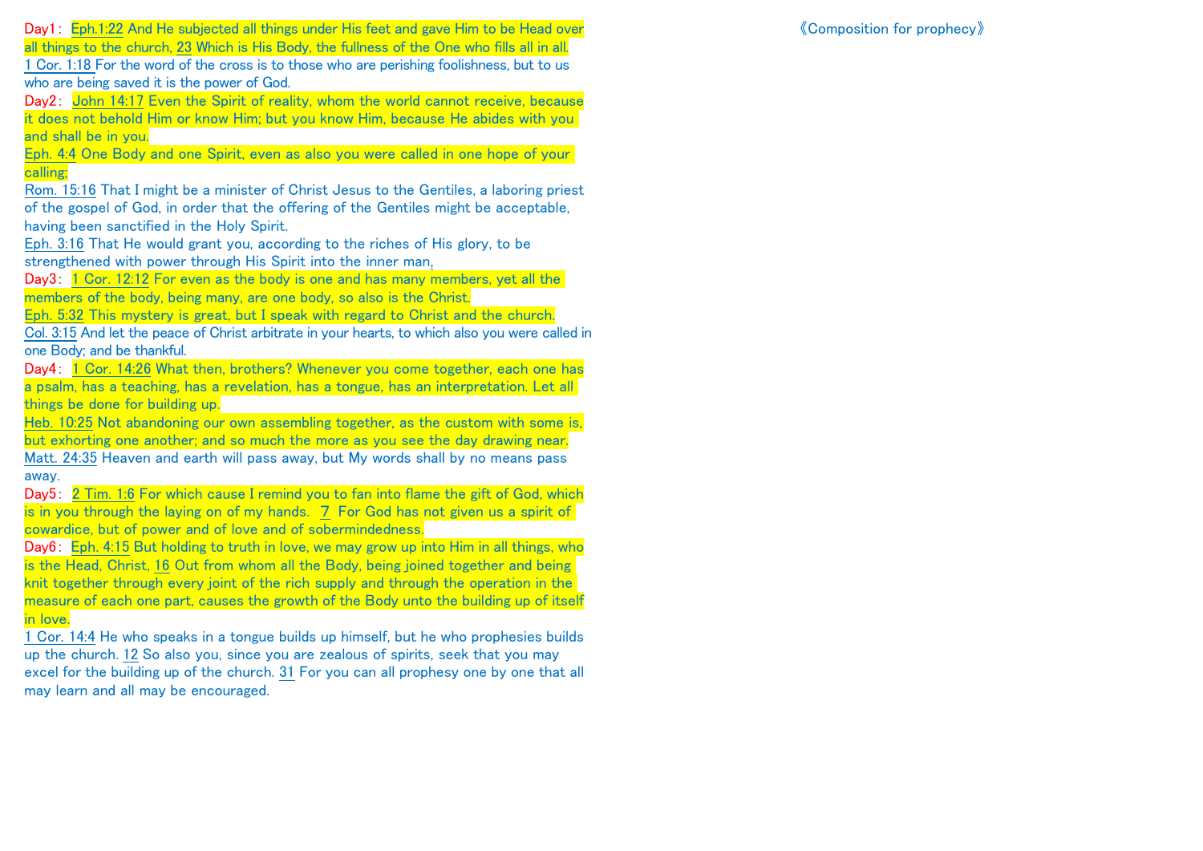《Composition for prophecy》

Day1: Eph.1:22 And He subjected all things under His feet and gave Him to be Head over all things to the church, 23 Which is His Body, the fullness of the One who fills all in all.
1 Cor. 1:18 For the word of the cross is to those who are perishing foolishness, but to us who are being saved it is the power of God.

Day2: John 14:17 Even the Spirit of reality, whom the world cannot receive, because it does not behold Him or know Him; but you know Him, because He abides with you and shall be in you.
Eph. 4:4 One Body and one Spirit, even as also you were called in one hope of your calling;
Rom. 15:16 That I might be a minister of Christ Jesus to the Gentiles, a laboring priest of the gospel of God, in order that the offering of the Gentiles might be acceptable, having been sanctified in the Holy Spirit.
Eph. 3:16 That He would grant you, according to the riches of His glory, to be strengthened with power through His Spirit into the inner man,

Day3: 1 Cor. 12:12 For even as the body is one and has many members, yet all the members of the body, being many, are one body, so also is the Christ.
Eph. 5:32 This mystery is great, but I speak with regard to Christ and the church.
Col. 3:15 And let the peace of Christ arbitrate in your hearts, to which also you were called in one Body; and be thankful.

Day4: 1 Cor. 14:26 What then, brothers? Whenever you come together, each one has a psalm, has a teaching, has a revelation, has a tongue, has an interpretation. Let all things be done for building up.
Heb. 10:25 Not abandoning our own assembling together, as the custom with some is, but exhorting one another; and so much the more as you see the day drawing near.
Matt. 24:35 Heaven and earth will pass away, but My words shall by no means pass away.

Day5: 2 Tim. 1:6 For which cause I remind you to fan into flame the gift of God, which is in you through the laying on of my hands. 7 For God has not given us a spirit of cowardice, but of power and of love and of sobermindedness.

Day6: Eph. 4:15 But holding to truth in love, we may grow up into Him in all things, who is the Head, Christ, 16 Out from whom all the Body, being joined together and being knit together through every joint of the rich supply and through the operation in the measure of each one part, causes the growth of the Body unto the building up of itself in love.
1 Cor. 14:4 He who speaks in a tongue builds up himself, but he who prophesies builds up the church. 12 So also you, since you are zealous of spirits, seek that you may excel for the building up of the church. 31 For you can all prophesy one by one that all may learn and all may be encouraged.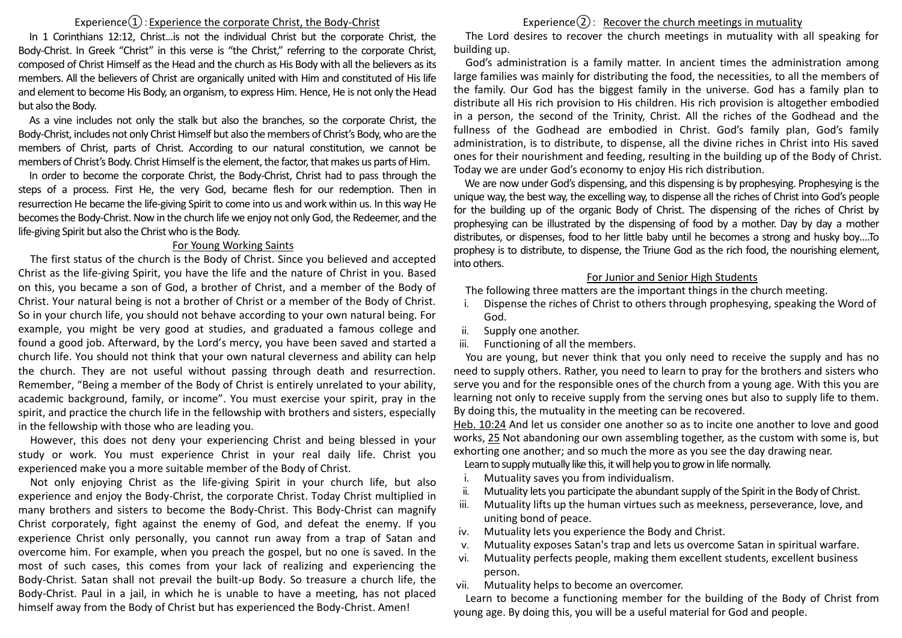## Experience①: Experience the corporate Christ, the Body-Christ

In 1 Corinthians 12:12, Christ…is not the individual Christ but the corporate Christ, the Body-Christ. In Greek "Christ" in this verse is "the Christ," referring to the corporate Christ, composed of Christ Himself as the Head and the church as His Body with all the believers as its members. All the believers of Christ are organically united with Him and constituted of His life and element to become His Body, an organism, to express Him. Hence, He is not only the Head but also the Body.

As a vine includes not only the stalk but also the branches, so the corporate Christ, the Body-Christ, includes not only Christ Himself but also the members of Christ's Body, who are the members of Christ, parts of Christ. According to our natural constitution, we cannot be members of Christ's Body. Christ Himself is the element, the factor, that makes us parts of Him.

In order to become the corporate Christ, the Body-Christ, Christ had to pass through the steps of a process. First He, the very God, became flesh for our redemption. Then in resurrection He became the life-giving Spirit to come into us and work within us. In this way He becomes the Body-Christ. Now in the church life we enjoy not only God, the Redeemer, and the life-giving Spirit but also the Christ who is the Body.

### For Young Working Saints

The first status of the church is the Body of Christ. Since you believed and accepted Christ as the life-giving Spirit, you have the life and the nature of Christ in you. Based on this, you became a son of God, a brother of Christ, and a member of the Body of Christ. Your natural being is not a brother of Christ or a member of the Body of Christ. So in your church life, you should not behave according to your own natural being. For example, you might be very good at studies, and graduated a famous college and found a good job. Afterward, by the Lord's mercy, you have been saved and started a church life. You should not think that your own natural cleverness and ability can help the church. They are not useful without passing through death and resurrection. Remember, "Being a member of the Body of Christ is entirely unrelated to your ability, academic background, family, or income". You must exercise your spirit, pray in the spirit, and practice the church life in the fellowship with brothers and sisters, especially in the fellowship with those who are leading you.

However, this does not deny your experiencing Christ and being blessed in your study or work. You must experience Christ in your real daily life. Christ you experienced make you a more suitable member of the Body of Christ.

Not only enjoying Christ as the life-giving Spirit in your church life, but also experience and enjoy the Body-Christ, the corporate Christ. Today Christ multiplied in many brothers and sisters to become the Body-Christ. This Body-Christ can magnify Christ corporately, fight against the enemy of God, and defeat the enemy. If you experience Christ only personally, you cannot run away from a trap of Satan and overcome him. For example, when you preach the gospel, but no one is saved. In the most of such cases, this comes from your lack of realizing and experiencing the Body-Christ. Satan shall not prevail the built-up Body. So treasure a church life, the Body-Christ. Paul in a jail, in which he is unable to have a meeting, has not placed himself away from the Body of Christ but has experienced the Body-Christ. Amen!

## Experience②: Recover the church meetings in mutuality

The Lord desires to recover the church meetings in mutuality with all speaking for building up.

God's administration is a family matter. In ancient times the administration among large families was mainly for distributing the food, the necessities, to all the members of the family. Our God has the biggest family in the universe. God has a family plan to distribute all His rich provision to His children. His rich provision is altogether embodied in a person, the second of the Trinity, Christ. All the riches of the Godhead and the fullness of the Godhead are embodied in Christ. God's family plan, God's family administration, is to distribute, to dispense, all the divine riches in Christ into His saved ones for their nourishment and feeding, resulting in the building up of the Body of Christ. Today we are under God's economy to enjoy His rich distribution.

We are now under God's dispensing, and this dispensing is by prophesying. Prophesying is the unique way, the best way, the excelling way, to dispense all the riches of Christ into God's people for the building up of the organic Body of Christ. The dispensing of the riches of Christ by prophesying can be illustrated by the dispensing of food by a mother. Day by day a mother distributes, or dispenses, food to her little baby until he becomes a strong and husky boy….To prophesy is to distribute, to dispense, the Triune God as the rich food, the nourishing element, into others.

### For Junior and Senior High Students

The following three matters are the important things in the church meeting.

i. Dispense the riches of Christ to others through prophesying, speaking the Word of God.
ii. Supply one another.
iii. Functioning of all the members.

You are young, but never think that you only need to receive the supply and has no need to supply others. Rather, you need to learn to pray for the brothers and sisters who serve you and for the responsible ones of the church from a young age. With this you are learning not only to receive supply from the serving ones but also to supply life to them. By doing this, the mutuality in the meeting can be recovered.

Heb. 10:24 And let us consider one another so as to incite one another to love and good works, 25 Not abandoning our own assembling together, as the custom with some is, but exhorting one another; and so much the more as you see the day drawing near.

Learn to supply mutually like this, it will help you to grow in life normally.

i. Mutuality saves you from individualism.
ii. Mutuality lets you participate the abundant supply of the Spirit in the Body of Christ.
iii. Mutuality lifts up the human virtues such as meekness, perseverance, love, and uniting bond of peace.
iv. Mutuality lets you experience the Body and Christ.
v. Mutuality exposes Satan's trap and lets us overcome Satan in spiritual warfare.
vi. Mutuality perfects people, making them excellent students, excellent business person.
vii. Mutuality helps to become an overcomer.

Learn to become a functioning member for the building of the Body of Christ from young age. By doing this, you will be a useful material for God and people.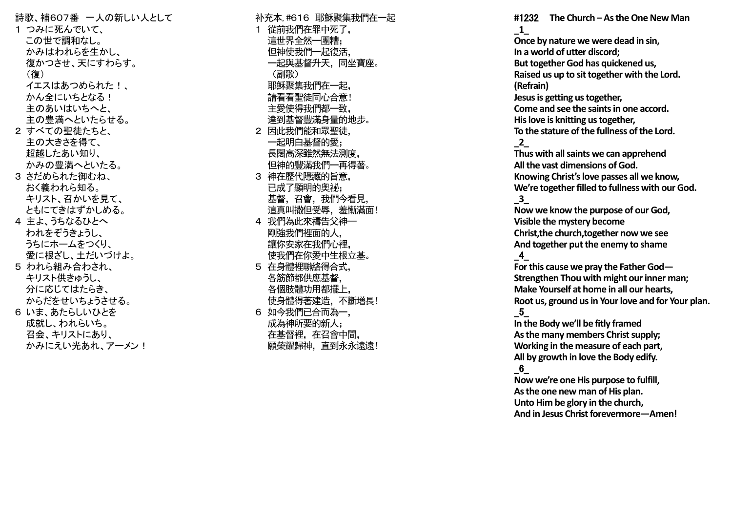詩歌、補607番　一人の新しい人として

１ つみに死んでいて、
　この世で調和なし。
　かみはわれらを生かし、
　復かつさせ、天にすわらす。
　（復）
　イエスはあつめられた！、
　かん全にいちとなる！
　主のあいはいちへと、
　主の豊満へといたらせる。

２ すべての聖徒たちと、
　主の大きさを得て、
　超越したあい知り、
　かみの豊満へといたる。

３ さだめられた御むね、
　おく義われら知る。
　キリスト、召かいを見て、
　ともにてきはずかしめる。

４ 主よ、うちなるひとへ
　われをぞうきょうし、
　うちにホームをつくり、
　愛に根ざし、土だいづけよ。

５ われら組み合わされ、
　キリスト供きゅうし、
　分に応じてはたらき、
　からだをせいちょうさせる。

６ いま、あたらしいひとを
　成就し、われらいち。
　召会、キリストにあり、
　かみにえい光あれ、アーメン！

补充本, #616　耶穌聚集我們在一起

１ 從前我們在罪中死了，
　這世界全然一團糟；
　但神使我們一起復活，
　一起與基督升天，同坐寶座。
　（副歌）
　耶穌聚集我們在一起，
　請看看聖徒同心合意！
　主愛使得我們都一致，
　達到基督豐滿身量的地步。

２ 因此我們能和眾聖徒，
　一起明白基督的愛；
　長闊高深雖然無法測度，
　但神的豐滿我們一再得著。

３ 神在歷代隱藏的旨意，
　已成了顯明的奧祕；
　基督，召會，我們今看見，
　這真叫撒但受辱，羞慚滿面！

４ 我們為此來禱告父神—
　剛強我們裡面的人，
　讓你安家在我們心裡，
　使我們在你愛中生根立基。

５ 在身體裡聯絡得合式，
　各筋節都供應基督，
　各個肢體功用都擺上，
　使身體得著建造，不斷增長！

６ 如今我們已合而為一，
　成為神所要的新人；
　在基督裡，在召會中間，
　願榮耀歸神，直到永永遠遠！

**#1232　The Church – As the One New Man**

**_1_**
**Once by nature we were dead in sin,**
**In a world of utter discord;**
**But together God has quickened us,**
**Raised us up to sit together with the Lord.**
**(Refrain)**
**Jesus is getting us together,**
**Come and see the saints in one accord.**
**His love is knitting us together,**
**To the stature of the fullness of the Lord.**

**_2_**
**Thus with all saints we can apprehend**
**All the vast dimensions of God.**
**Knowing Christ's love passes all we know,**
**We're together filled to fullness with our God.**

**_3_**
**Now we know the purpose of our God,**
**Visible the mystery become**
**Christ,the church,together now we see**
**And together put the enemy to shame**

**_4_**
**For this cause we pray the Father God—**
**Strengthen Thou with might our inner man;**
**Make Yourself at home in all our hearts,**
**Root us, ground us in Your love and for Your plan.**

**_5_**
**In the Body we'll be fitly framed**
**As the many members Christ supply;**
**Working in the measure of each part,**
**All by growth in love the Body edify.**

**_6_**
**Now we're one His purpose to fulfill,**
**As the one new man of His plan.**
**Unto Him be glory in the church,**
**And in Jesus Christ forevermore—Amen!**